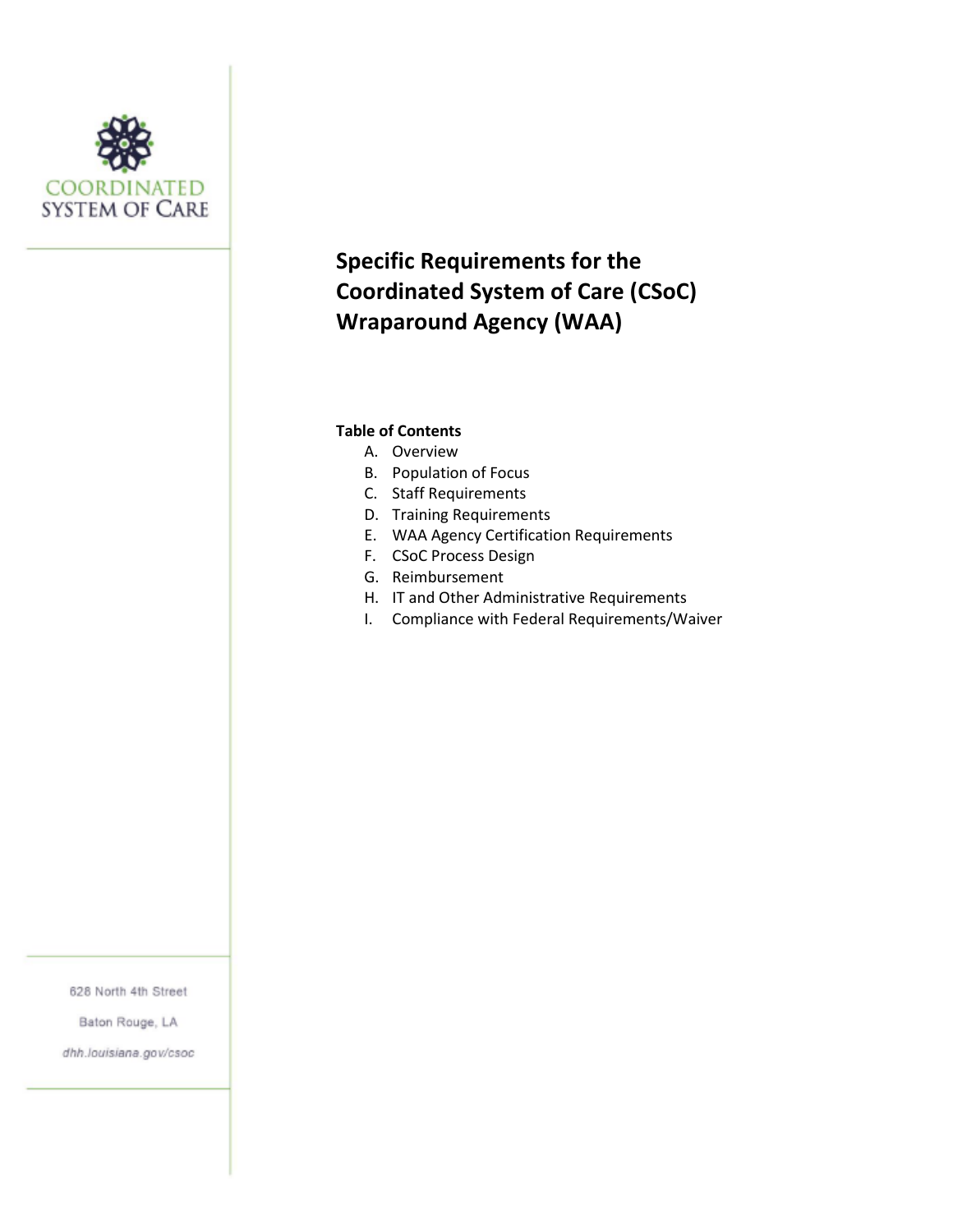COORDINATED SYSTEM OF CARE

# Specific Requirements for the Coordinated System of Care (CSoC) Wraparound Agency (WAA)

**Table of Contents**

A. Overview
B. Population of Focus
C. Staff Requirements
D. Training Requirements
E. WAA Agency Certification Requirements
F. CSoC Process Design
G. Reimbursement
H. IT and Other Administrative Requirements
I. Compliance with Federal Requirements/Waiver

628 North 4th Street

Baton Rouge, LA

*dhh.louisiana.gov/csoc*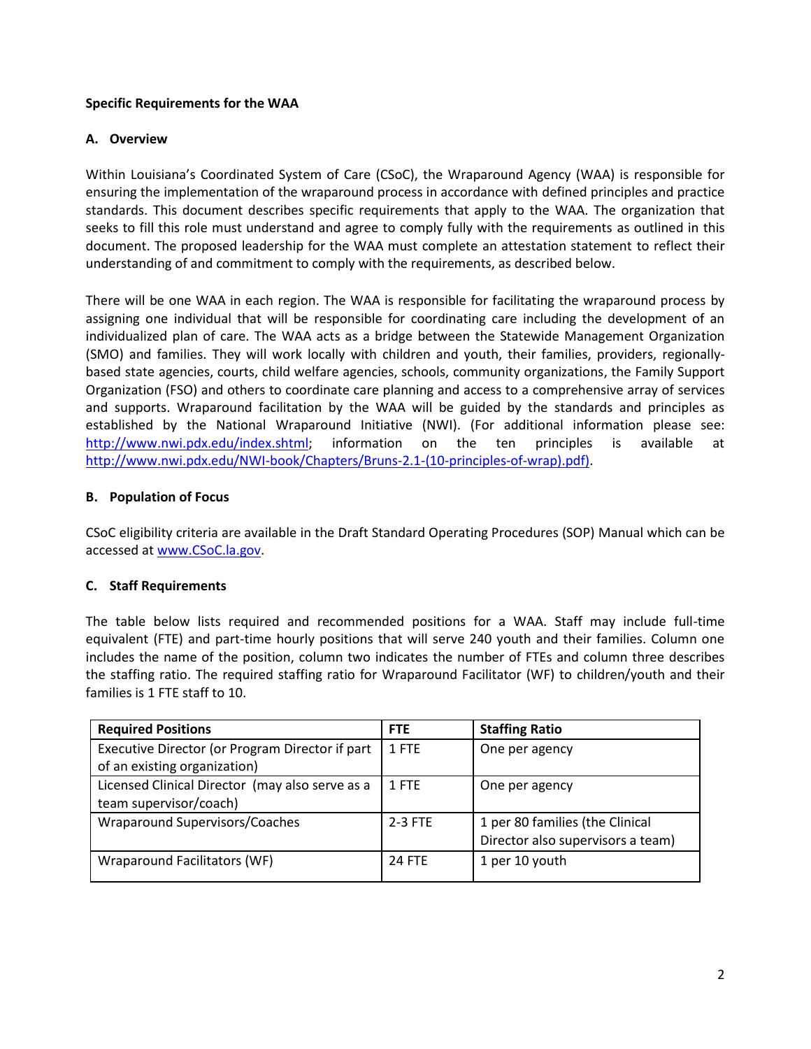**Specific Requirements for the WAA**

**A. Overview**

Within Louisiana's Coordinated System of Care (CSoC), the Wraparound Agency (WAA) is responsible for ensuring the implementation of the wraparound process in accordance with defined principles and practice standards. This document describes specific requirements that apply to the WAA. The organization that seeks to fill this role must understand and agree to comply fully with the requirements as outlined in this document. The proposed leadership for the WAA must complete an attestation statement to reflect their understanding of and commitment to comply with the requirements, as described below.

There will be one WAA in each region. The WAA is responsible for facilitating the wraparound process by assigning one individual that will be responsible for coordinating care including the development of an individualized plan of care. The WAA acts as a bridge between the Statewide Management Organization (SMO) and families. They will work locally with children and youth, their families, providers, regionally-based state agencies, courts, child welfare agencies, schools, community organizations, the Family Support Organization (FSO) and others to coordinate care planning and access to a comprehensive array of services and supports. Wraparound facilitation by the WAA will be guided by the standards and principles as established by the National Wraparound Initiative (NWI). (For additional information please see: http://www.nwi.pdx.edu/index.shtml; information on the ten principles is available at http://www.nwi.pdx.edu/NWI-book/Chapters/Bruns-2.1-(10-principles-of-wrap).pdf).

**B. Population of Focus**

CSoC eligibility criteria are available in the Draft Standard Operating Procedures (SOP) Manual which can be accessed at www.CSoC.la.gov.

**C. Staff Requirements**

The table below lists required and recommended positions for a WAA. Staff may include full-time equivalent (FTE) and part-time hourly positions that will serve 240 youth and their families. Column one includes the name of the position, column two indicates the number of FTEs and column three describes the staffing ratio. The required staffing ratio for Wraparound Facilitator (WF) to children/youth and their families is 1 FTE staff to 10.

| Required Positions | FTE | Staffing Ratio |
|---|---|---|
| Executive Director (or Program Director if part of an existing organization) | 1 FTE | One per agency |
| Licensed Clinical Director (may also serve as a team supervisor/coach) | 1 FTE | One per agency |
| Wraparound Supervisors/Coaches | 2-3 FTE | 1 per 80 families (the Clinical Director also supervisors a team) |
| Wraparound Facilitators (WF) | 24 FTE | 1 per 10 youth |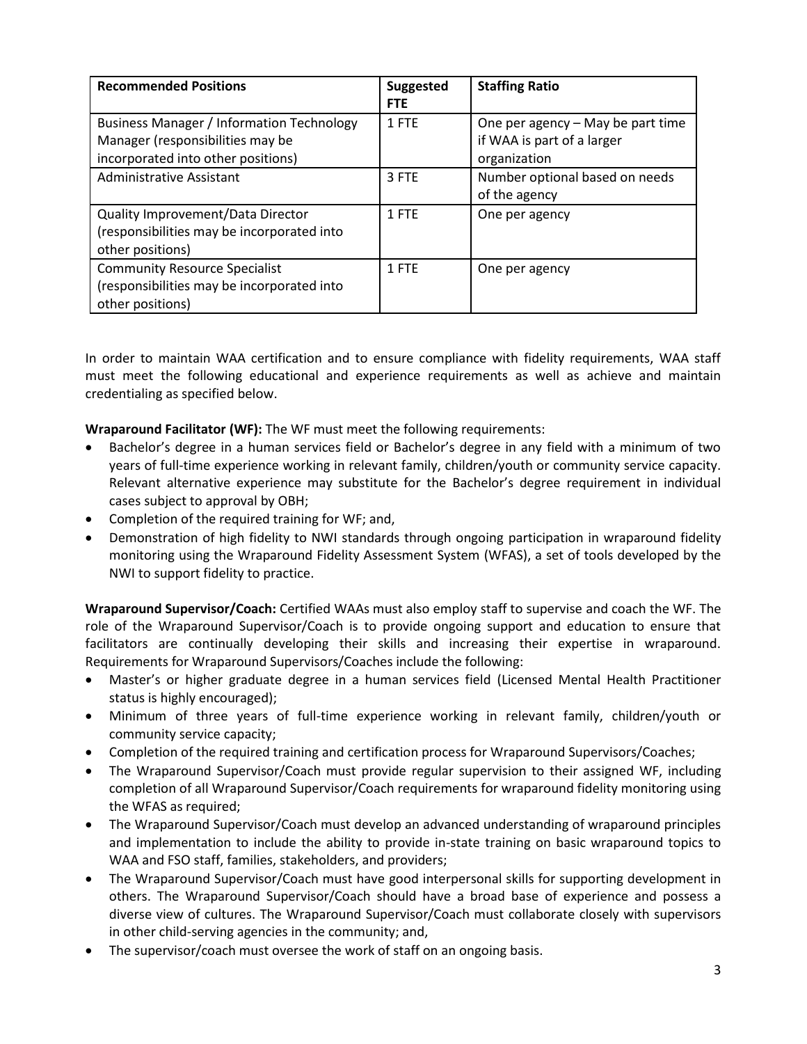| Recommended Positions | Suggested FTE | Staffing Ratio |
|---|---|---|
| Business Manager / Information Technology Manager (responsibilities may be incorporated into other positions) | 1 FTE | One per agency – May be part time if WAA is part of a larger organization |
| Administrative Assistant | 3 FTE | Number optional based on needs of the agency |
| Quality Improvement/Data Director (responsibilities may be incorporated into other positions) | 1 FTE | One per agency |
| Community Resource Specialist (responsibilities may be incorporated into other positions) | 1 FTE | One per agency |

In order to maintain WAA certification and to ensure compliance with fidelity requirements, WAA staff must meet the following educational and experience requirements as well as achieve and maintain credentialing as specified below.

**Wraparound Facilitator (WF):** The WF must meet the following requirements:

- Bachelor's degree in a human services field or Bachelor's degree in any field with a minimum of two years of full-time experience working in relevant family, children/youth or community service capacity. Relevant alternative experience may substitute for the Bachelor's degree requirement in individual cases subject to approval by OBH;
- Completion of the required training for WF; and,
- Demonstration of high fidelity to NWI standards through ongoing participation in wraparound fidelity monitoring using the Wraparound Fidelity Assessment System (WFAS), a set of tools developed by the NWI to support fidelity to practice.

**Wraparound Supervisor/Coach:** Certified WAAs must also employ staff to supervise and coach the WF. The role of the Wraparound Supervisor/Coach is to provide ongoing support and education to ensure that facilitators are continually developing their skills and increasing their expertise in wraparound. Requirements for Wraparound Supervisors/Coaches include the following:

- Master's or higher graduate degree in a human services field (Licensed Mental Health Practitioner status is highly encouraged);
- Minimum of three years of full-time experience working in relevant family, children/youth or community service capacity;
- Completion of the required training and certification process for Wraparound Supervisors/Coaches;
- The Wraparound Supervisor/Coach must provide regular supervision to their assigned WF, including completion of all Wraparound Supervisor/Coach requirements for wraparound fidelity monitoring using the WFAS as required;
- The Wraparound Supervisor/Coach must develop an advanced understanding of wraparound principles and implementation to include the ability to provide in-state training on basic wraparound topics to WAA and FSO staff, families, stakeholders, and providers;
- The Wraparound Supervisor/Coach must have good interpersonal skills for supporting development in others. The Wraparound Supervisor/Coach should have a broad base of experience and possess a diverse view of cultures. The Wraparound Supervisor/Coach must collaborate closely with supervisors in other child-serving agencies in the community; and,
- The supervisor/coach must oversee the work of staff on an ongoing basis.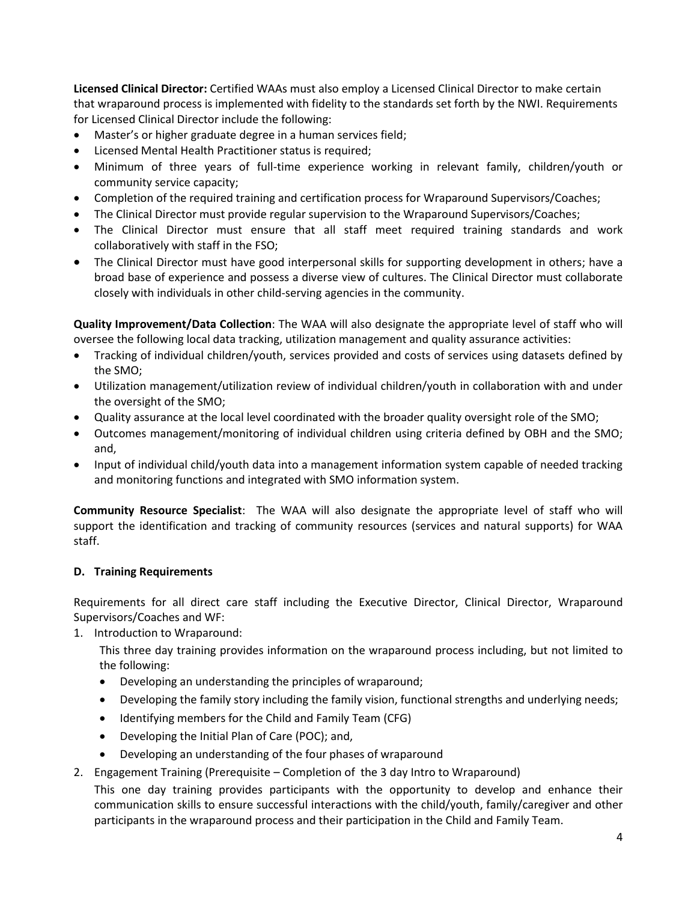**Licensed Clinical Director:** Certified WAAs must also employ a Licensed Clinical Director to make certain that wraparound process is implemented with fidelity to the standards set forth by the NWI. Requirements for Licensed Clinical Director include the following:

- Master's or higher graduate degree in a human services field;
- Licensed Mental Health Practitioner status is required;
- Minimum of three years of full-time experience working in relevant family, children/youth or community service capacity;
- Completion of the required training and certification process for Wraparound Supervisors/Coaches;
- The Clinical Director must provide regular supervision to the Wraparound Supervisors/Coaches;
- The Clinical Director must ensure that all staff meet required training standards and work collaboratively with staff in the FSO;
- The Clinical Director must have good interpersonal skills for supporting development in others; have a broad base of experience and possess a diverse view of cultures. The Clinical Director must collaborate closely with individuals in other child-serving agencies in the community.

**Quality Improvement/Data Collection**: The WAA will also designate the appropriate level of staff who will oversee the following local data tracking, utilization management and quality assurance activities:

- Tracking of individual children/youth, services provided and costs of services using datasets defined by the SMO;
- Utilization management/utilization review of individual children/youth in collaboration with and under the oversight of the SMO;
- Quality assurance at the local level coordinated with the broader quality oversight role of the SMO;
- Outcomes management/monitoring of individual children using criteria defined by OBH and the SMO; and,
- Input of individual child/youth data into a management information system capable of needed tracking and monitoring functions and integrated with SMO information system.

**Community Resource Specialist**: The WAA will also designate the appropriate level of staff who will support the identification and tracking of community resources (services and natural supports) for WAA staff.

## D. Training Requirements

Requirements for all direct care staff including the Executive Director, Clinical Director, Wraparound Supervisors/Coaches and WF:

1. Introduction to Wraparound:

   This three day training provides information on the wraparound process including, but not limited to the following:

   - Developing an understanding the principles of wraparound;
   - Developing the family story including the family vision, functional strengths and underlying needs;
   - Identifying members for the Child and Family Team (CFG)
   - Developing the Initial Plan of Care (POC); and,
   - Developing an understanding of the four phases of wraparound

2. Engagement Training (Prerequisite – Completion of the 3 day Intro to Wraparound)

   This one day training provides participants with the opportunity to develop and enhance their communication skills to ensure successful interactions with the child/youth, family/caregiver and other participants in the wraparound process and their participation in the Child and Family Team.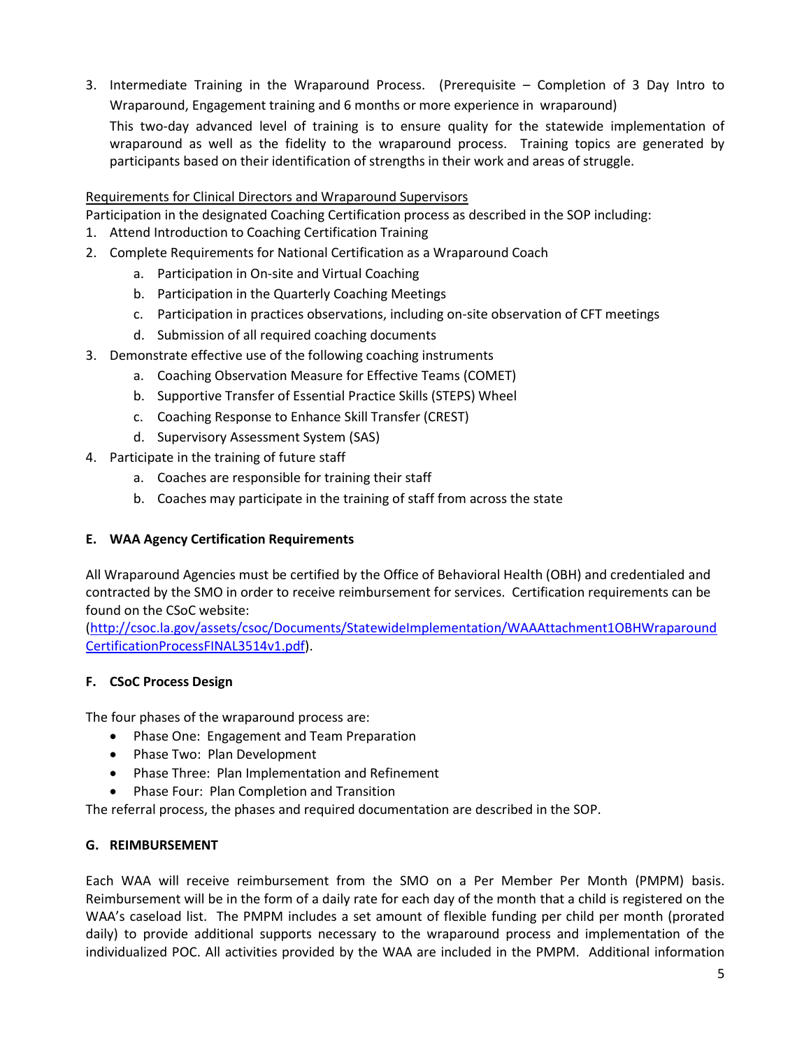3. Intermediate Training in the Wraparound Process. (Prerequisite – Completion of 3 Day Intro to Wraparound, Engagement training and 6 months or more experience in wraparound)

   This two-day advanced level of training is to ensure quality for the statewide implementation of wraparound as well as the fidelity to the wraparound process. Training topics are generated by participants based on their identification of strengths in their work and areas of struggle.

<u>Requirements for Clinical Directors and Wraparound Supervisors</u>

Participation in the designated Coaching Certification process as described in the SOP including:

1. Attend Introduction to Coaching Certification Training
2. Complete Requirements for National Certification as a Wraparound Coach
   a. Participation in On-site and Virtual Coaching
   b. Participation in the Quarterly Coaching Meetings
   c. Participation in practices observations, including on-site observation of CFT meetings
   d. Submission of all required coaching documents
3. Demonstrate effective use of the following coaching instruments
   a. Coaching Observation Measure for Effective Teams (COMET)
   b. Supportive Transfer of Essential Practice Skills (STEPS) Wheel
   c. Coaching Response to Enhance Skill Transfer (CREST)
   d. Supervisory Assessment System (SAS)
4. Participate in the training of future staff
   a. Coaches are responsible for training their staff
   b. Coaches may participate in the training of staff from across the state

### E. WAA Agency Certification Requirements

All Wraparound Agencies must be certified by the Office of Behavioral Health (OBH) and credentialed and contracted by the SMO in order to receive reimbursement for services. Certification requirements can be found on the CSoC website:
(http://csoc.la.gov/assets/csoc/Documents/StatewideImplementation/WAAAttachment1OBHWraparoundCertificationProcessFINAL3514v1.pdf).

### F. CSoC Process Design

The four phases of the wraparound process are:

- Phase One: Engagement and Team Preparation
- Phase Two: Plan Development
- Phase Three: Plan Implementation and Refinement
- Phase Four: Plan Completion and Transition

The referral process, the phases and required documentation are described in the SOP.

### G. REIMBURSEMENT

Each WAA will receive reimbursement from the SMO on a Per Member Per Month (PMPM) basis. Reimbursement will be in the form of a daily rate for each day of the month that a child is registered on the WAA's caseload list. The PMPM includes a set amount of flexible funding per child per month (prorated daily) to provide additional supports necessary to the wraparound process and implementation of the individualized POC. All activities provided by the WAA are included in the PMPM. Additional information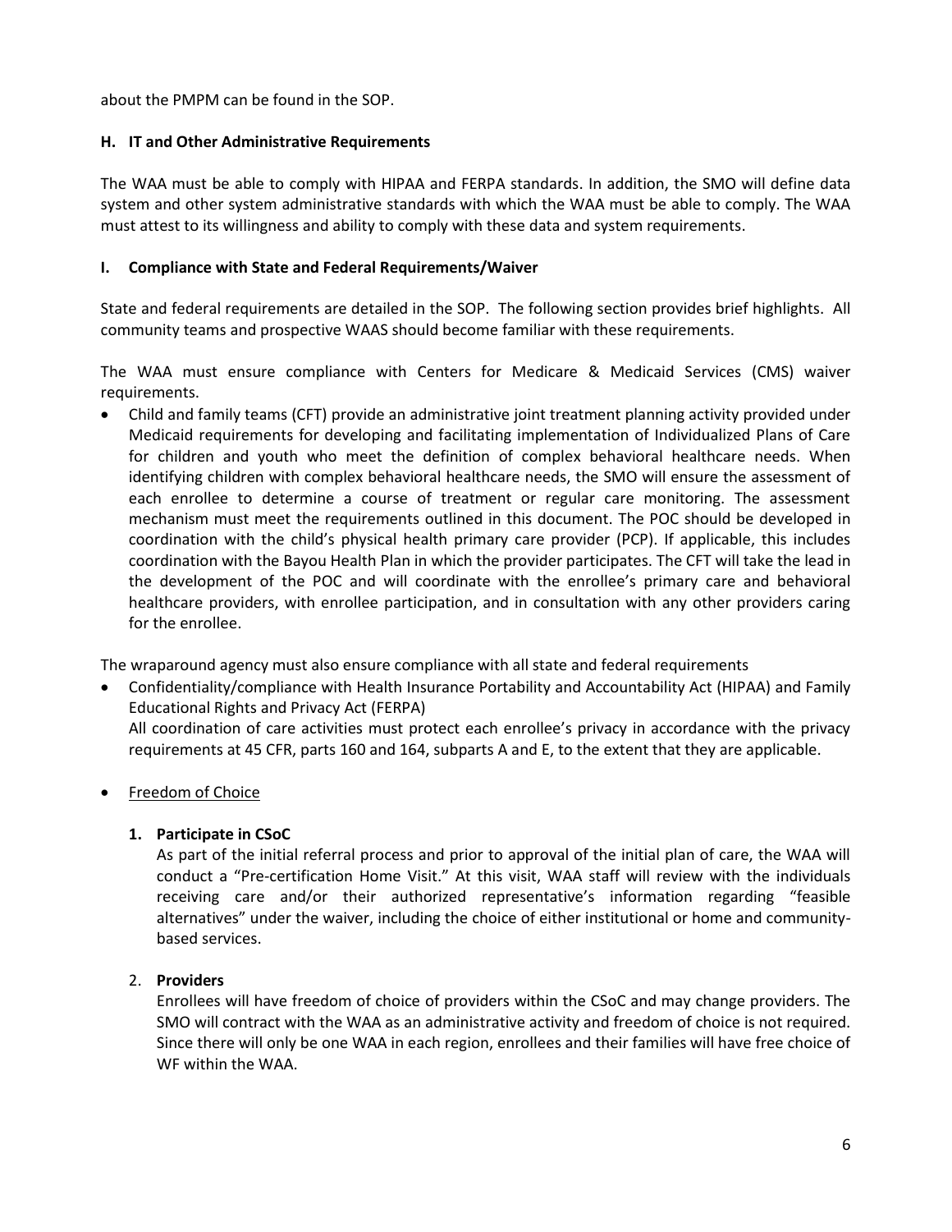about the PMPM can be found in the SOP.

### H. IT and Other Administrative Requirements

The WAA must be able to comply with HIPAA and FERPA standards. In addition, the SMO will define data system and other system administrative standards with which the WAA must be able to comply. The WAA must attest to its willingness and ability to comply with these data and system requirements.

### I. Compliance with State and Federal Requirements/Waiver

State and federal requirements are detailed in the SOP. The following section provides brief highlights. All community teams and prospective WAAS should become familiar with these requirements.

The WAA must ensure compliance with Centers for Medicare & Medicaid Services (CMS) waiver requirements.

- Child and family teams (CFT) provide an administrative joint treatment planning activity provided under Medicaid requirements for developing and facilitating implementation of Individualized Plans of Care for children and youth who meet the definition of complex behavioral healthcare needs. When identifying children with complex behavioral healthcare needs, the SMO will ensure the assessment of each enrollee to determine a course of treatment or regular care monitoring. The assessment mechanism must meet the requirements outlined in this document. The POC should be developed in coordination with the child's physical health primary care provider (PCP). If applicable, this includes coordination with the Bayou Health Plan in which the provider participates. The CFT will take the lead in the development of the POC and will coordinate with the enrollee's primary care and behavioral healthcare providers, with enrollee participation, and in consultation with any other providers caring for the enrollee.

The wraparound agency must also ensure compliance with all state and federal requirements

- Confidentiality/compliance with Health Insurance Portability and Accountability Act (HIPAA) and Family Educational Rights and Privacy Act (FERPA)
  All coordination of care activities must protect each enrollee's privacy in accordance with the privacy requirements at 45 CFR, parts 160 and 164, subparts A and E, to the extent that they are applicable.

- Freedom of Choice

  1. **Participate in CSoC**
     As part of the initial referral process and prior to approval of the initial plan of care, the WAA will conduct a "Pre-certification Home Visit." At this visit, WAA staff will review with the individuals receiving care and/or their authorized representative's information regarding "feasible alternatives" under the waiver, including the choice of either institutional or home and community-based services.

  2. **Providers**
     Enrollees will have freedom of choice of providers within the CSoC and may change providers. The SMO will contract with the WAA as an administrative activity and freedom of choice is not required. Since there will only be one WAA in each region, enrollees and their families will have free choice of WF within the WAA.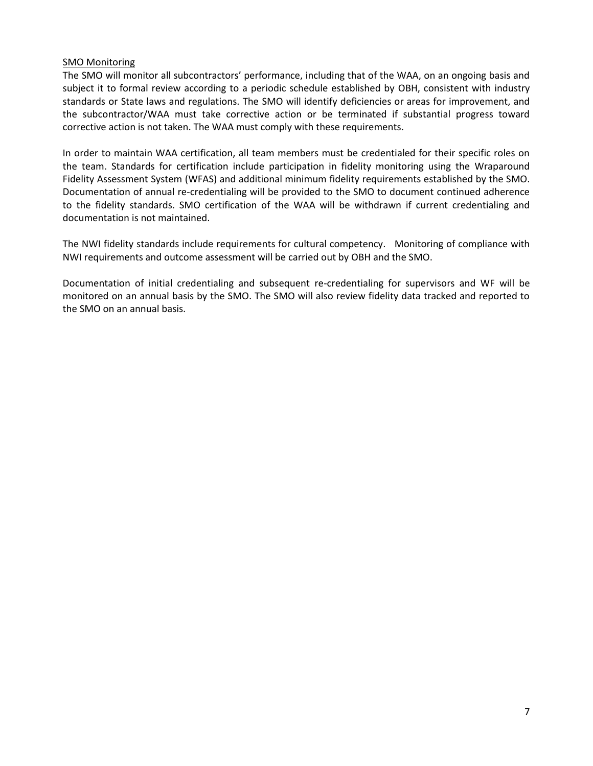SMO Monitoring

The SMO will monitor all subcontractors' performance, including that of the WAA, on an ongoing basis and subject it to formal review according to a periodic schedule established by OBH, consistent with industry standards or State laws and regulations. The SMO will identify deficiencies or areas for improvement, and the subcontractor/WAA must take corrective action or be terminated if substantial progress toward corrective action is not taken. The WAA must comply with these requirements.

In order to maintain WAA certification, all team members must be credentialed for their specific roles on the team. Standards for certification include participation in fidelity monitoring using the Wraparound Fidelity Assessment System (WFAS) and additional minimum fidelity requirements established by the SMO. Documentation of annual re-credentialing will be provided to the SMO to document continued adherence to the fidelity standards. SMO certification of the WAA will be withdrawn if current credentialing and documentation is not maintained.

The NWI fidelity standards include requirements for cultural competency. Monitoring of compliance with NWI requirements and outcome assessment will be carried out by OBH and the SMO.

Documentation of initial credentialing and subsequent re-credentialing for supervisors and WF will be monitored on an annual basis by the SMO. The SMO will also review fidelity data tracked and reported to the SMO on an annual basis.